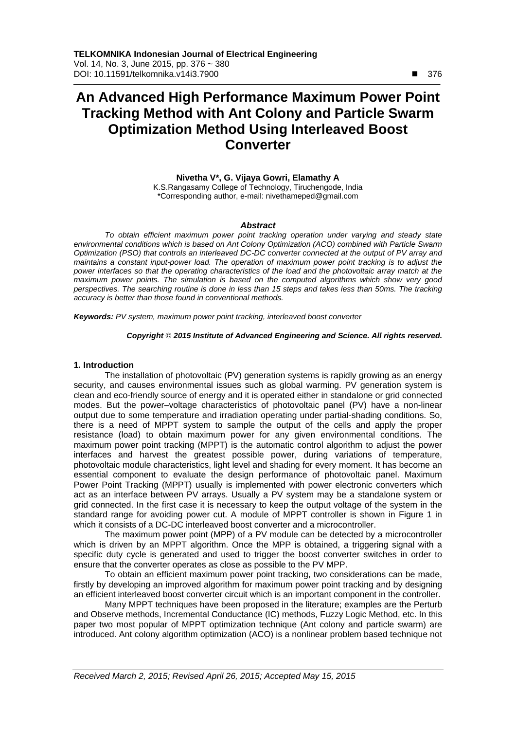# An Advanced High Performance Maximum Power Point Tracking Method with Ant Colony and Particle Swarm Optimization Method Using Interleaved Boost Converter

**Nivetha V*, G. Vijaya Gowri, Elamathy A**

K.S.Rangasamy College of Technology, Tiruchengode, India
*Corresponding author, e-mail: nivethameped@gmail.com

### *Abstract*

*To obtain efficient maximum power point tracking operation under varying and steady state environmental conditions which is based on Ant Colony Optimization (ACO) combined with Particle Swarm Optimization (PSO) that controls an interleaved DC-DC converter connected at the output of PV array and maintains a constant input-power load. The operation of maximum power point tracking is to adjust the power interfaces so that the operating characteristics of the load and the photovoltaic array match at the maximum power points. The simulation is based on the computed algorithms which show very good perspectives. The searching routine is done in less than 15 steps and takes less than 50ms. The tracking accuracy is better than those found in conventional methods.*

***Keywords:*** *PV system, maximum power point tracking, interleaved boost converter*

***Copyright © 2015 Institute of Advanced Engineering and Science. All rights reserved.***

## 1. Introduction

The installation of photovoltaic (PV) generation systems is rapidly growing as an energy security, and causes environmental issues such as global warming. PV generation system is clean and eco-friendly source of energy and it is operated either in standalone or grid connected modes. But the power–voltage characteristics of photovoltaic panel (PV) have a non-linear output due to some temperature and irradiation operating under partial-shading conditions. So, there is a need of MPPT system to sample the output of the cells and apply the proper resistance (load) to obtain maximum power for any given environmental conditions. The maximum power point tracking (MPPT) is the automatic control algorithm to adjust the power interfaces and harvest the greatest possible power, during variations of temperature, photovoltaic module characteristics, light level and shading for every moment. It has become an essential component to evaluate the design performance of photovoltaic panel. Maximum Power Point Tracking (MPPT) usually is implemented with power electronic converters which act as an interface between PV arrays. Usually a PV system may be a standalone system or grid connected. In the first case it is necessary to keep the output voltage of the system in the standard range for avoiding power cut. A module of MPPT controller is shown in Figure 1 in which it consists of a DC-DC interleaved boost converter and a microcontroller.

The maximum power point (MPP) of a PV module can be detected by a microcontroller which is driven by an MPPT algorithm. Once the MPP is obtained, a triggering signal with a specific duty cycle is generated and used to trigger the boost converter switches in order to ensure that the converter operates as close as possible to the PV MPP.

To obtain an efficient maximum power point tracking, two considerations can be made, firstly by developing an improved algorithm for maximum power point tracking and by designing an efficient interleaved boost converter circuit which is an important component in the controller.

Many MPPT techniques have been proposed in the literature; examples are the Perturb and Observe methods, Incremental Conductance (IC) methods, Fuzzy Logic Method, etc. In this paper two most popular of MPPT optimization technique (Ant colony and particle swarm) are introduced. Ant colony algorithm optimization (ACO) is a nonlinear problem based technique not

*Received March 2, 2015; Revised April 26, 2015; Accepted May 15, 2015*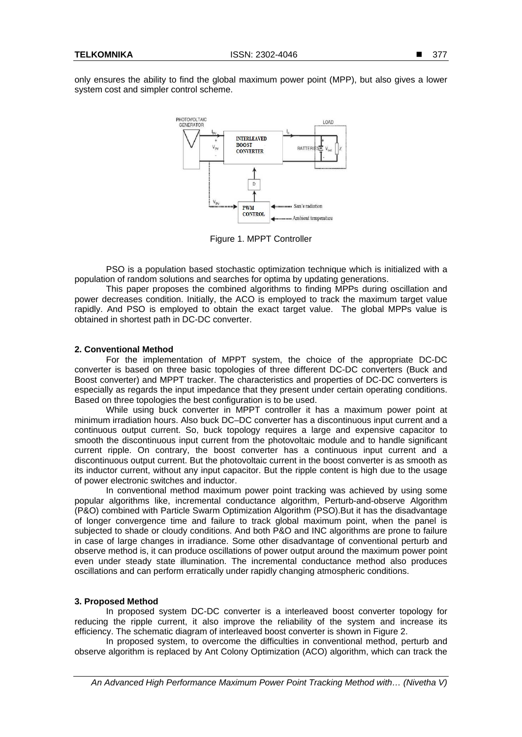only ensures the ability to find the global maximum power point (MPP), but also gives a lower system cost and simpler control scheme.

PHOTOVOLTAIC GENERATOR

$I_{PV}$

$V_{PV}$

INTERLEAVED BOOST CONVERTER

$I_o$

LOAD

BATTERIES $V_{bat}$ Z

D

$V_{PV}$

PWM CONTROL

Sun's radiation

Ambient temperature

Figure 1. MPPT Controller

PSO is a population based stochastic optimization technique which is initialized with a population of random solutions and searches for optima by updating generations.

This paper proposes the combined algorithms to finding MPPs during oscillation and power decreases condition. Initially, the ACO is employed to track the maximum target value rapidly. And PSO is employed to obtain the exact target value. The global MPPs value is obtained in shortest path in DC-DC converter.

## 2. Conventional Method

For the implementation of MPPT system, the choice of the appropriate DC-DC converter is based on three basic topologies of three different DC-DC converters (Buck and Boost converter) and MPPT tracker. The characteristics and properties of DC-DC converters is especially as regards the input impedance that they present under certain operating conditions. Based on three topologies the best configuration is to be used.

While using buck converter in MPPT controller it has a maximum power point at minimum irradiation hours. Also buck DC–DC converter has a discontinuous input current and a continuous output current. So, buck topology requires a large and expensive capacitor to smooth the discontinuous input current from the photovoltaic module and to handle significant current ripple. On contrary, the boost converter has a continuous input current and a discontinuous output current. But the photovoltaic current in the boost converter is as smooth as its inductor current, without any input capacitor. But the ripple content is high due to the usage of power electronic switches and inductor.

In conventional method maximum power point tracking was achieved by using some popular algorithms like, incremental conductance algorithm, Perturb-and-observe Algorithm (P&O) combined with Particle Swarm Optimization Algorithm (PSO).But it has the disadvantage of longer convergence time and failure to track global maximum point, when the panel is subjected to shade or cloudy conditions. And both P&O and INC algorithms are prone to failure in case of large changes in irradiance. Some other disadvantage of conventional perturb and observe method is, it can produce oscillations of power output around the maximum power point even under steady state illumination. The incremental conductance method also produces oscillations and can perform erratically under rapidly changing atmospheric conditions.

## 3. Proposed Method

In proposed system DC-DC converter is a interleaved boost converter topology for reducing the ripple current, it also improve the reliability of the system and increase its efficiency. The schematic diagram of interleaved boost converter is shown in Figure 2.

In proposed system, to overcome the difficulties in conventional method, perturb and observe algorithm is replaced by Ant Colony Optimization (ACO) algorithm, which can track the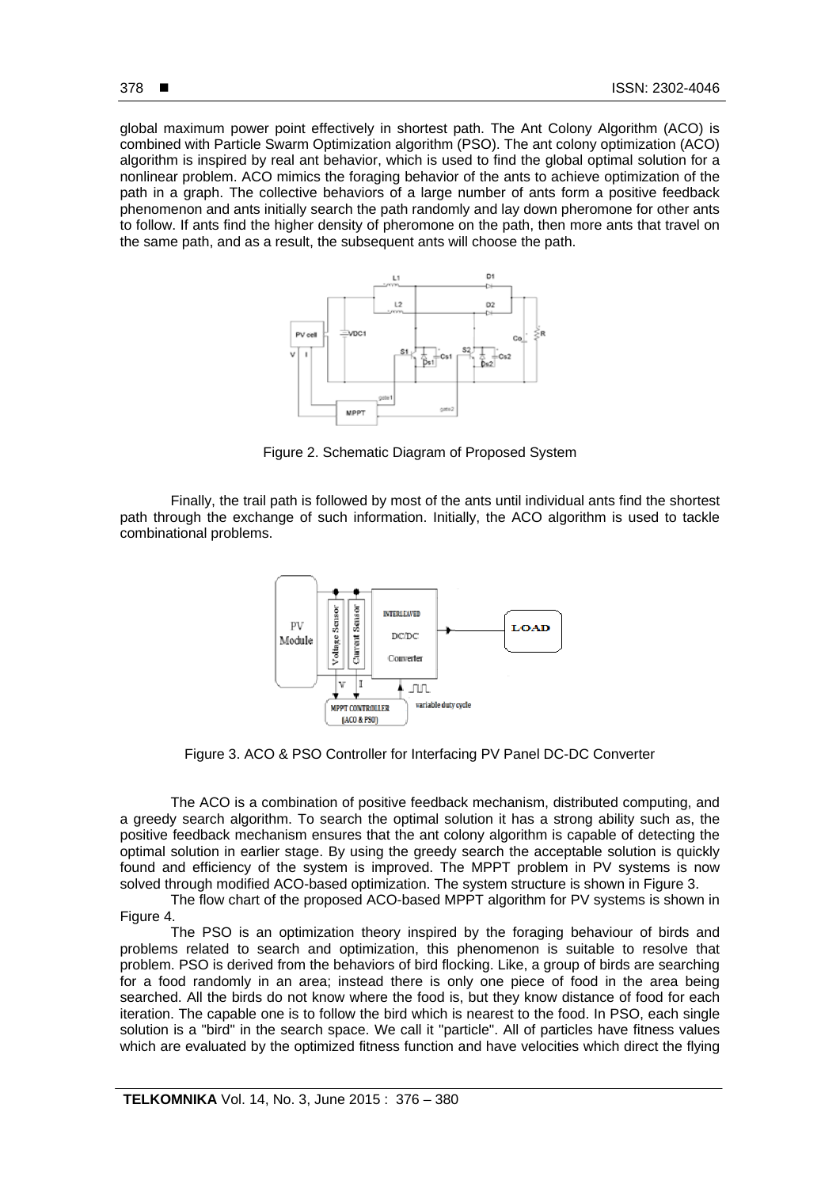global maximum power point effectively in shortest path. The Ant Colony Algorithm (ACO) is combined with Particle Swarm Optimization algorithm (PSO). The ant colony optimization (ACO) algorithm is inspired by real ant behavior, which is used to find the global optimal solution for a nonlinear problem. ACO mimics the foraging behavior of the ants to achieve optimization of the path in a graph. The collective behaviors of a large number of ants form a positive feedback phenomenon and ants initially search the path randomly and lay down pheromone for other ants to follow. If ants find the higher density of pheromone on the path, then more ants that travel on the same path, and as a result, the subsequent ants will choose the path.

L1
D1
L2
D2
PV cell
VDC1
V
I
S1
Ds1
Cs1
S2
Ds2
Cs2
Co
R
gate1
gate2
MPPT

Figure 2. Schematic Diagram of Proposed System

Finally, the trail path is followed by most of the ants until individual ants find the shortest path through the exchange of such information. Initially, the ACO algorithm is used to tackle combinational problems.

PV Module
Voltage Sensor
Current Sensor
INTERLEAVED DC/DC Converter
LOAD
V
I
MPPT CONTROLLER (ACO & PSO)
variable duty cycle

Figure 3. ACO & PSO Controller for Interfacing PV Panel DC-DC Converter

The ACO is a combination of positive feedback mechanism, distributed computing, and a greedy search algorithm. To search the optimal solution it has a strong ability such as, the positive feedback mechanism ensures that the ant colony algorithm is capable of detecting the optimal solution in earlier stage. By using the greedy search the acceptable solution is quickly found and efficiency of the system is improved. The MPPT problem in PV systems is now solved through modified ACO-based optimization. The system structure is shown in Figure 3.

The flow chart of the proposed ACO-based MPPT algorithm for PV systems is shown in Figure 4.

The PSO is an optimization theory inspired by the foraging behaviour of birds and problems related to search and optimization, this phenomenon is suitable to resolve that problem. PSO is derived from the behaviors of bird flocking. Like, a group of birds are searching for a food randomly in an area; instead there is only one piece of food in the area being searched. All the birds do not know where the food is, but they know distance of food for each iteration. The capable one is to follow the bird which is nearest to the food. In PSO, each single solution is a "bird" in the search space. We call it "particle". All of particles have fitness values which are evaluated by the optimized fitness function and have velocities which direct the flying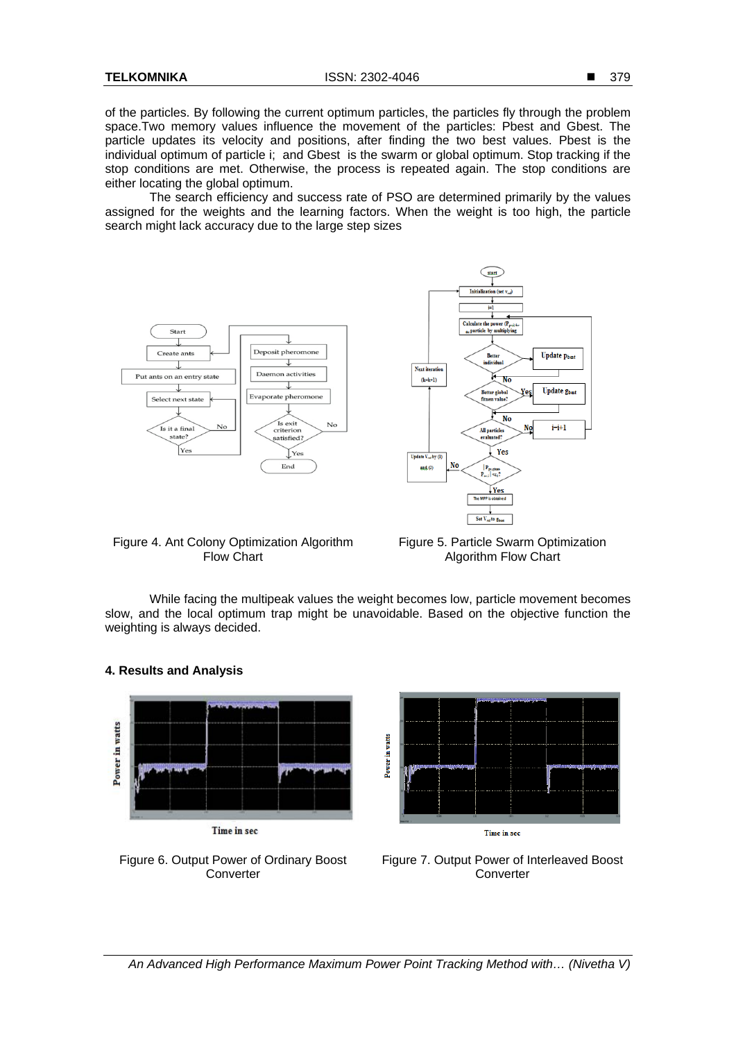of the particles. By following the current optimum particles, the particles fly through the problem space.Two memory values influence the movement of the particles: Pbest and Gbest. The particle updates its velocity and positions, after finding the two best values. Pbest is the individual optimum of particle i; and Gbest is the swarm or global optimum. Stop tracking if the stop conditions are met. Otherwise, the process is repeated again. The stop conditions are either locating the global optimum.

The search efficiency and success rate of PSO are determined primarily by the values assigned for the weights and the learning factors. When the weight is too high, the particle search might lack accuracy due to the large step sizes

Figure 4. Ant Colony Optimization Algorithm Flow Chart

Figure 5. Particle Swarm Optimization Algorithm Flow Chart

While facing the multipeak values the weight becomes low, particle movement becomes slow, and the local optimum trap might be unavoidable. Based on the objective function the weighting is always decided.

## 4. Results and Analysis

Figure 6. Output Power of Ordinary Boost Converter

Figure 7. Output Power of Interleaved Boost Converter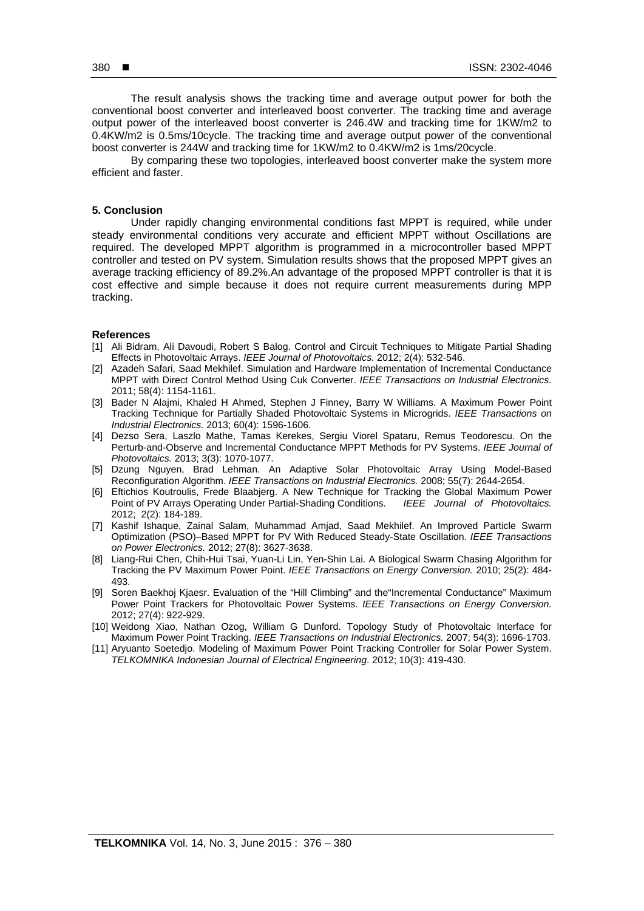The result analysis shows the tracking time and average output power for both the conventional boost converter and interleaved boost converter. The tracking time and average output power of the interleaved boost converter is 246.4W and tracking time for 1KW/m2 to 0.4KW/m2 is 0.5ms/10cycle. The tracking time and average output power of the conventional boost converter is 244W and tracking time for 1KW/m2 to 0.4KW/m2 is 1ms/20cycle.

By comparing these two topologies, interleaved boost converter make the system more efficient and faster.

## 5. Conclusion

Under rapidly changing environmental conditions fast MPPT is required, while under steady environmental conditions very accurate and efficient MPPT without Oscillations are required. The developed MPPT algorithm is programmed in a microcontroller based MPPT controller and tested on PV system. Simulation results shows that the proposed MPPT gives an average tracking efficiency of 89.2%.An advantage of the proposed MPPT controller is that it is cost effective and simple because it does not require current measurements during MPP tracking.

## References

[1] Ali Bidram, Ali Davoudi, Robert S Balog. Control and Circuit Techniques to Mitigate Partial Shading Effects in Photovoltaic Arrays. *IEEE Journal of Photovoltaics.* 2012; 2(4): 532-546.

[2] Azadeh Safari, Saad Mekhilef. Simulation and Hardware Implementation of Incremental Conductance MPPT with Direct Control Method Using Cuk Converter. *IEEE Transactions on Industrial Electronics.* 2011; 58(4): 1154-1161.

[3] Bader N Alajmi, Khaled H Ahmed, Stephen J Finney, Barry W Williams. A Maximum Power Point Tracking Technique for Partially Shaded Photovoltaic Systems in Microgrids. *IEEE Transactions on Industrial Electronics.* 2013; 60(4): 1596-1606.

[4] Dezso Sera, Laszlo Mathe, Tamas Kerekes, Sergiu Viorel Spataru, Remus Teodorescu. On the Perturb-and-Observe and Incremental Conductance MPPT Methods for PV Systems. *IEEE Journal of Photovoltaics.* 2013; 3(3): 1070-1077.

[5] Dzung Nguyen, Brad Lehman. An Adaptive Solar Photovoltaic Array Using Model-Based Reconfiguration Algorithm. *IEEE Transactions on Industrial Electronics.* 2008; 55(7): 2644-2654.

[6] Eftichios Koutroulis, Frede Blaabjerg. A New Technique for Tracking the Global Maximum Power Point of PV Arrays Operating Under Partial-Shading Conditions. *IEEE Journal of Photovoltaics.* 2012; 2(2): 184-189.

[7] Kashif Ishaque, Zainal Salam, Muhammad Amjad, Saad Mekhilef. An Improved Particle Swarm Optimization (PSO)–Based MPPT for PV With Reduced Steady-State Oscillation. *IEEE Transactions on Power Electronics.* 2012; 27(8): 3627-3638.

[8] Liang-Rui Chen, Chih-Hui Tsai, Yuan-Li Lin, Yen-Shin Lai. A Biological Swarm Chasing Algorithm for Tracking the PV Maximum Power Point. *IEEE Transactions on Energy Conversion.* 2010; 25(2): 484-493.

[9] Soren Baekhoj Kjaesr. Evaluation of the "Hill Climbing" and the"Incremental Conductance" Maximum Power Point Trackers for Photovoltaic Power Systems. *IEEE Transactions on Energy Conversion.* 2012; 27(4): 922-929.

[10] Weidong Xiao, Nathan Ozog, William G Dunford. Topology Study of Photovoltaic Interface for Maximum Power Point Tracking. *IEEE Transactions on Industrial Electronics.* 2007; 54(3): 1696-1703.

[11] Aryuanto Soetedjo. Modeling of Maximum Power Point Tracking Controller for Solar Power System. *TELKOMNIKA Indonesian Journal of Electrical Engineering.* 2012; 10(3): 419-430.